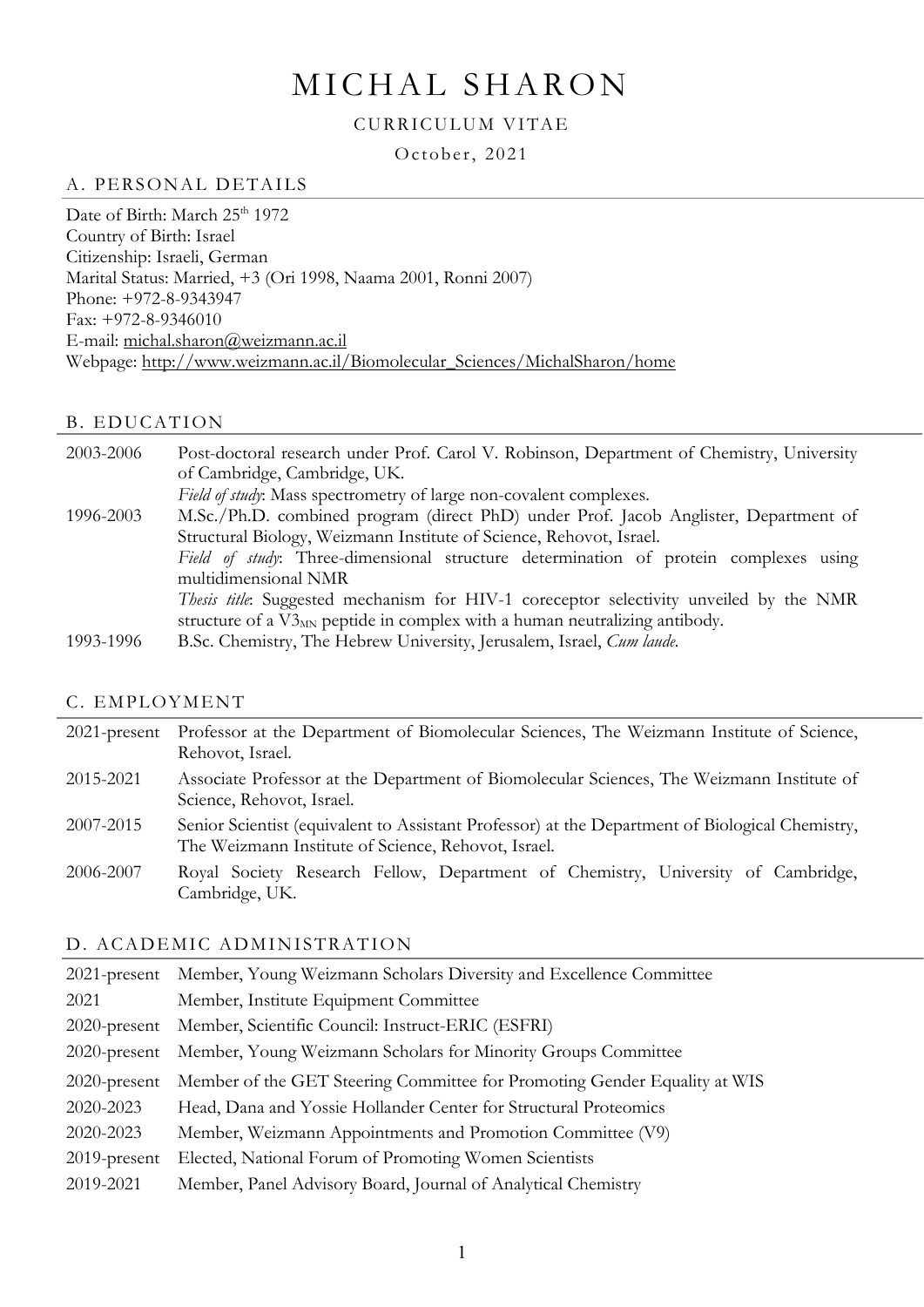# MICHAL SHARON

CURRICULUM VITAE

October, 2021

## A. PERSONAL DETAILS

Date of Birth: March 25th 1972
Country of Birth: Israel
Citizenship: Israeli, German
Marital Status: Married, +3 (Ori 1998, Naama 2001, Ronni 2007)
Phone: +972-8-9343947
Fax: +972-8-9346010
E-mail: michal.sharon@weizmann.ac.il
Webpage: http://www.weizmann.ac.il/Biomolecular_Sciences/MichalSharon/home

## B. EDUCATION

| | |
|---|---|
| 2003-2006 | Post-doctoral research under Prof. Carol V. Robinson, Department of Chemistry, University of Cambridge, Cambridge, UK. *Field of study*: Mass spectrometry of large non-covalent complexes. |
| 1996-2003 | M.Sc./Ph.D. combined program (direct PhD) under Prof. Jacob Anglister, Department of Structural Biology, Weizmann Institute of Science, Rehovot, Israel. *Field of study*: Three-dimensional structure determination of protein complexes using multidimensional NMR *Thesis title*: Suggested mechanism for HIV-1 coreceptor selectivity unveiled by the NMR structure of a $V3_{MN}$ peptide in complex with a human neutralizing antibody. |
| 1993-1996 | B.Sc. Chemistry, The Hebrew University, Jerusalem, Israel, *Cum laude*. |

## C. EMPLOYMENT

| | |
|---|---|
| 2021-present | Professor at the Department of Biomolecular Sciences, The Weizmann Institute of Science, Rehovot, Israel. |
| 2015-2021 | Associate Professor at the Department of Biomolecular Sciences, The Weizmann Institute of Science, Rehovot, Israel. |
| 2007-2015 | Senior Scientist (equivalent to Assistant Professor) at the Department of Biological Chemistry, The Weizmann Institute of Science, Rehovot, Israel. |
| 2006-2007 | Royal Society Research Fellow, Department of Chemistry, University of Cambridge, Cambridge, UK. |

## D. ACADEMIC ADMINISTRATION

| | |
|---|---|
| 2021-present | Member, Young Weizmann Scholars Diversity and Excellence Committee |
| 2021 | Member, Institute Equipment Committee |
| 2020-present | Member, Scientific Council: Instruct-ERIC (ESFRI) |
| 2020-present | Member, Young Weizmann Scholars for Minority Groups Committee |
| 2020-present | Member of the GET Steering Committee for Promoting Gender Equality at WIS |
| 2020-2023 | Head, Dana and Yossie Hollander Center for Structural Proteomics |
| 2020-2023 | Member, Weizmann Appointments and Promotion Committee (V9) |
| 2019-present | Elected, National Forum of Promoting Women Scientists |
| 2019-2021 | Member, Panel Advisory Board, Journal of Analytical Chemistry |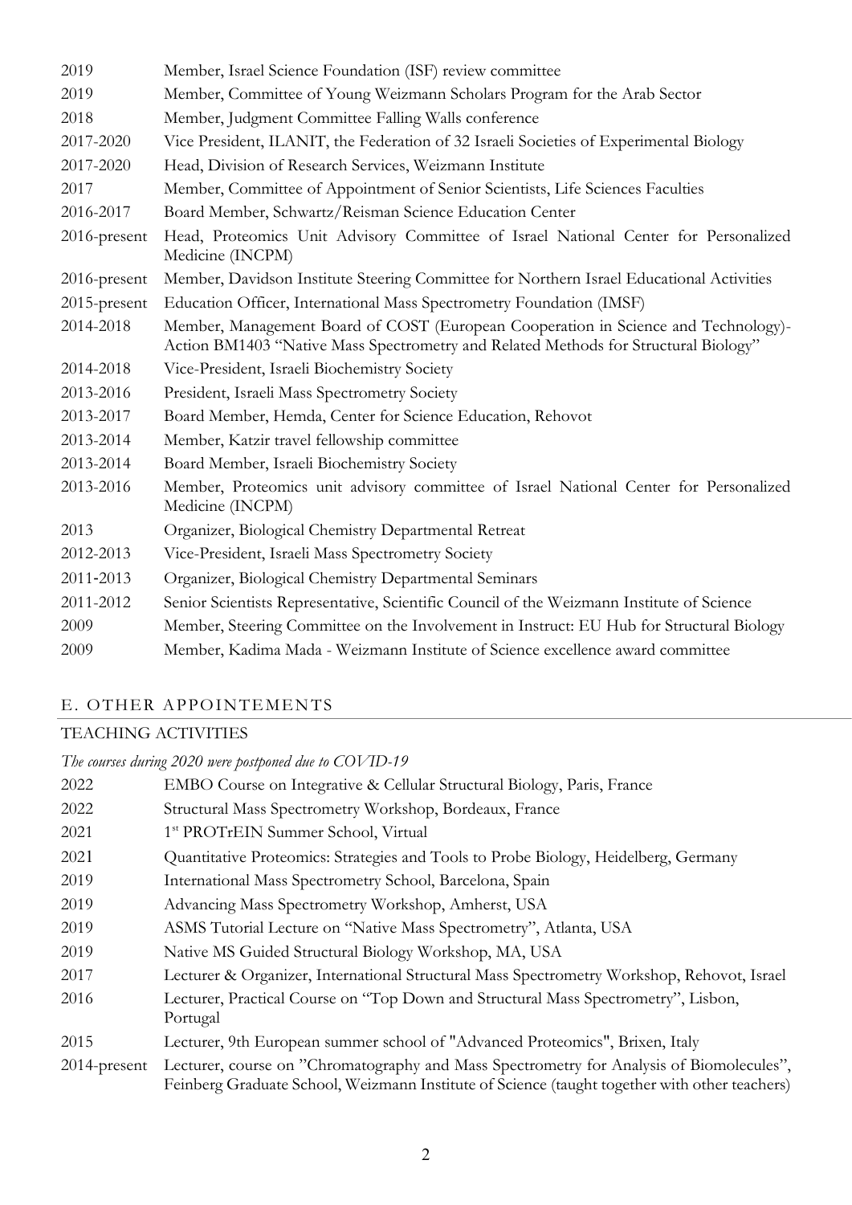| | |
|---|---|
| 2019 | Member, Israel Science Foundation (ISF) review committee |
| 2019 | Member, Committee of Young Weizmann Scholars Program for the Arab Sector |
| 2018 | Member, Judgment Committee Falling Walls conference |
| 2017-2020 | Vice President, ILANIT, the Federation of 32 Israeli Societies of Experimental Biology |
| 2017-2020 | Head, Division of Research Services, Weizmann Institute |
| 2017 | Member, Committee of Appointment of Senior Scientists, Life Sciences Faculties |
| 2016-2017 | Board Member, Schwartz/Reisman Science Education Center |
| 2016-present | Head, Proteomics Unit Advisory Committee of Israel National Center for Personalized Medicine (INCPM) |
| 2016-present | Member, Davidson Institute Steering Committee for Northern Israel Educational Activities |
| 2015-present | Education Officer, International Mass Spectrometry Foundation (IMSF) |
| 2014-2018 | Member, Management Board of COST (European Cooperation in Science and Technology)- Action BM1403 "Native Mass Spectrometry and Related Methods for Structural Biology" |
| 2014-2018 | Vice-President, Israeli Biochemistry Society |
| 2013-2016 | President, Israeli Mass Spectrometry Society |
| 2013-2017 | Board Member, Hemda, Center for Science Education, Rehovot |
| 2013-2014 | Member, Katzir travel fellowship committee |
| 2013-2014 | Board Member, Israeli Biochemistry Society |
| 2013-2016 | Member, Proteomics unit advisory committee of Israel National Center for Personalized Medicine (INCPM) |
| 2013 | Organizer, Biological Chemistry Departmental Retreat |
| 2012-2013 | Vice-President, Israeli Mass Spectrometry Society |
| 2011-2013 | Organizer, Biological Chemistry Departmental Seminars |
| 2011-2012 | Senior Scientists Representative, Scientific Council of the Weizmann Institute of Science |
| 2009 | Member, Steering Committee on the Involvement in Instruct: EU Hub for Structural Biology |
| 2009 | Member, Kadima Mada - Weizmann Institute of Science excellence award committee |

## E. OTHER APPOINTEMENTS

### TEACHING ACTIVITIES

*The courses during 2020 were postponed due to COVID-19*

| | |
|---|---|
| 2022 | EMBO Course on Integrative & Cellular Structural Biology, Paris, France |
| 2022 | Structural Mass Spectrometry Workshop, Bordeaux, France |
| 2021 | 1st PROTrEIN Summer School, Virtual |
| 2021 | Quantitative Proteomics: Strategies and Tools to Probe Biology, Heidelberg, Germany |
| 2019 | International Mass Spectrometry School, Barcelona, Spain |
| 2019 | Advancing Mass Spectrometry Workshop, Amherst, USA |
| 2019 | ASMS Tutorial Lecture on "Native Mass Spectrometry", Atlanta, USA |
| 2019 | Native MS Guided Structural Biology Workshop, MA, USA |
| 2017 | Lecturer & Organizer, International Structural Mass Spectrometry Workshop, Rehovot, Israel |
| 2016 | Lecturer, Practical Course on "Top Down and Structural Mass Spectrometry", Lisbon, Portugal |
| 2015 | Lecturer, 9th European summer school of "Advanced Proteomics", Brixen, Italy |
| 2014-present | Lecturer, course on "Chromatography and Mass Spectrometry for Analysis of Biomolecules", Feinberg Graduate School, Weizmann Institute of Science (taught together with other teachers) |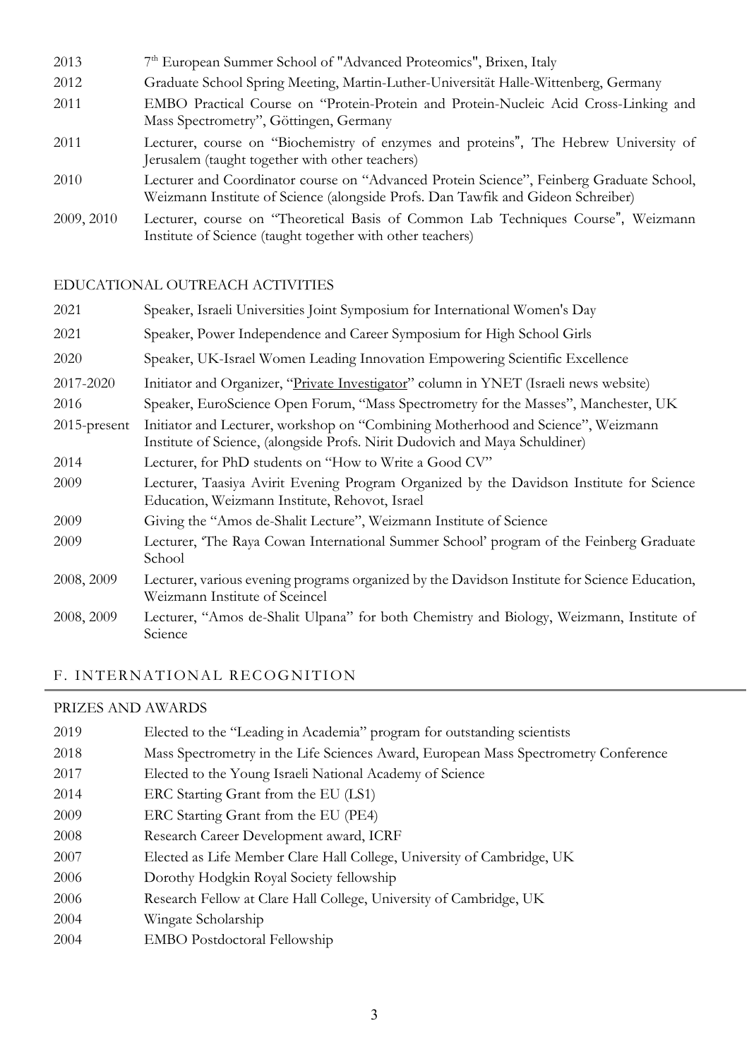| | |
|---|---|
| 2013 | 7th European Summer School of "Advanced Proteomics", Brixen, Italy |
| 2012 | Graduate School Spring Meeting, Martin-Luther-Universität Halle-Wittenberg, Germany |
| 2011 | EMBO Practical Course on "Protein-Protein and Protein-Nucleic Acid Cross-Linking and Mass Spectrometry", Göttingen, Germany |
| 2011 | Lecturer, course on "Biochemistry of enzymes and proteins", The Hebrew University of Jerusalem (taught together with other teachers) |
| 2010 | Lecturer and Coordinator course on "Advanced Protein Science", Feinberg Graduate School, Weizmann Institute of Science (alongside Profs. Dan Tawfik and Gideon Schreiber) |
| 2009, 2010 | Lecturer, course on "Theoretical Basis of Common Lab Techniques Course", Weizmann Institute of Science (taught together with other teachers) |

### EDUCATIONAL OUTREACH ACTIVITIES

| | |
|---|---|
| 2021 | Speaker, Israeli Universities Joint Symposium for International Women's Day |
| 2021 | Speaker, Power Independence and Career Symposium for High School Girls |
| 2020 | Speaker, UK-Israel Women Leading Innovation Empowering Scientific Excellence |
| 2017-2020 | Initiator and Organizer, "Private Investigator" column in YNET (Israeli news website) |
| 2016 | Speaker, EuroScience Open Forum, "Mass Spectrometry for the Masses", Manchester, UK |
| 2015-present | Initiator and Lecturer, workshop on "Combining Motherhood and Science", Weizmann Institute of Science, (alongside Profs. Nirit Dudovich and Maya Schuldiner) |
| 2014 | Lecturer, for PhD students on "How to Write a Good CV" |
| 2009 | Lecturer, Taasiya Avirit Evening Program Organized by the Davidson Institute for Science Education, Weizmann Institute, Rehovot, Israel |
| 2009 | Giving the "Amos de-Shalit Lecture", Weizmann Institute of Science |
| 2009 | Lecturer, 'The Raya Cowan International Summer School' program of the Feinberg Graduate School |
| 2008, 2009 | Lecturer, various evening programs organized by the Davidson Institute for Science Education, Weizmann Institute of Sceincel |
| 2008, 2009 | Lecturer, "Amos de-Shalit Ulpana" for both Chemistry and Biology, Weizmann, Institute of Science |

## F. INTERNATIONAL RECOGNITION

### PRIZES AND AWARDS

| | |
|---|---|
| 2019 | Elected to the "Leading in Academia" program for outstanding scientists |
| 2018 | Mass Spectrometry in the Life Sciences Award, European Mass Spectrometry Conference |
| 2017 | Elected to the Young Israeli National Academy of Science |
| 2014 | ERC Starting Grant from the EU (LS1) |
| 2009 | ERC Starting Grant from the EU (PE4) |
| 2008 | Research Career Development award, ICRF |
| 2007 | Elected as Life Member Clare Hall College, University of Cambridge, UK |
| 2006 | Dorothy Hodgkin Royal Society fellowship |
| 2006 | Research Fellow at Clare Hall College, University of Cambridge, UK |
| 2004 | Wingate Scholarship |
| 2004 | EMBO Postdoctoral Fellowship |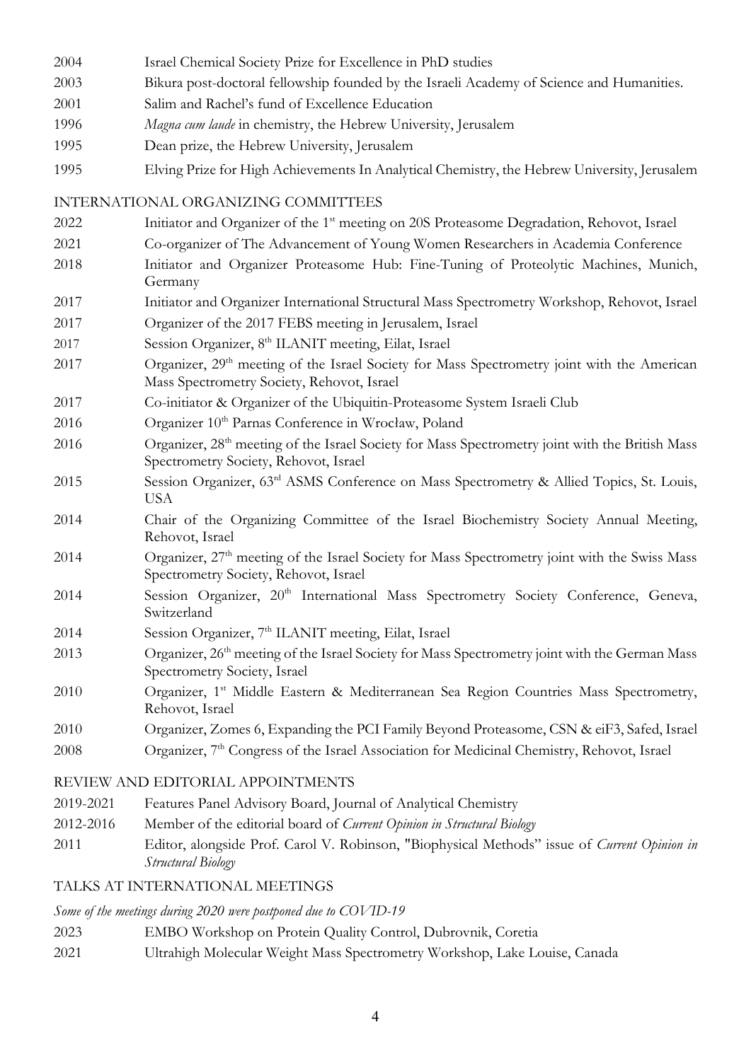2004 Israel Chemical Society Prize for Excellence in PhD studies

2003 Bikura post-doctoral fellowship founded by the Israeli Academy of Science and Humanities.

2001 Salim and Rachel's fund of Excellence Education

1996 *Magna cum laude* in chemistry, the Hebrew University, Jerusalem

1995 Dean prize, the Hebrew University, Jerusalem

1995 Elving Prize for High Achievements In Analytical Chemistry, the Hebrew University, Jerusalem

## INTERNATIONAL ORGANIZING COMMITTEES

2022 Initiator and Organizer of the 1st meeting on 20S Proteasome Degradation, Rehovot, Israel

2021 Co-organizer of The Advancement of Young Women Researchers in Academia Conference

2018 Initiator and Organizer Proteasome Hub: Fine-Tuning of Proteolytic Machines, Munich, Germany

2017 Initiator and Organizer International Structural Mass Spectrometry Workshop, Rehovot, Israel

2017 Organizer of the 2017 FEBS meeting in Jerusalem, Israel

2017 Session Organizer, 8th ILANIT meeting, Eilat, Israel

2017 Organizer, 29th meeting of the Israel Society for Mass Spectrometry joint with the American Mass Spectrometry Society, Rehovot, Israel

2017 Co-initiator & Organizer of the Ubiquitin-Proteasome System Israeli Club

2016 Organizer 10th Parnas Conference in Wrocław, Poland

2016 Organizer, 28th meeting of the Israel Society for Mass Spectrometry joint with the British Mass Spectrometry Society, Rehovot, Israel

2015 Session Organizer, 63rd ASMS Conference on Mass Spectrometry & Allied Topics, St. Louis, USA

2014 Chair of the Organizing Committee of the Israel Biochemistry Society Annual Meeting, Rehovot, Israel

2014 Organizer, 27th meeting of the Israel Society for Mass Spectrometry joint with the Swiss Mass Spectrometry Society, Rehovot, Israel

2014 Session Organizer, 20th International Mass Spectrometry Society Conference, Geneva, Switzerland

2014 Session Organizer, 7th ILANIT meeting, Eilat, Israel

2013 Organizer, 26th meeting of the Israel Society for Mass Spectrometry joint with the German Mass Spectrometry Society, Israel

2010 Organizer, 1st Middle Eastern & Mediterranean Sea Region Countries Mass Spectrometry, Rehovot, Israel

2010 Organizer, Zomes 6, Expanding the PCI Family Beyond Proteasome, CSN & eiF3, Safed, Israel

2008 Organizer, 7th Congress of the Israel Association for Medicinal Chemistry, Rehovot, Israel

## REVIEW AND EDITORIAL APPOINTMENTS

2019-2021 Features Panel Advisory Board, Journal of Analytical Chemistry

2012-2016 Member of the editorial board of *Current Opinion in Structural Biology*

2011 Editor, alongside Prof. Carol V. Robinson, "Biophysical Methods" issue of *Current Opinion in Structural Biology*

## TALKS AT INTERNATIONAL MEETINGS

*Some of the meetings during 2020 were postponed due to COVID-19*

2023 EMBO Workshop on Protein Quality Control, Dubrovnik, Coretia

2021 Ultrahigh Molecular Weight Mass Spectrometry Workshop, Lake Louise, Canada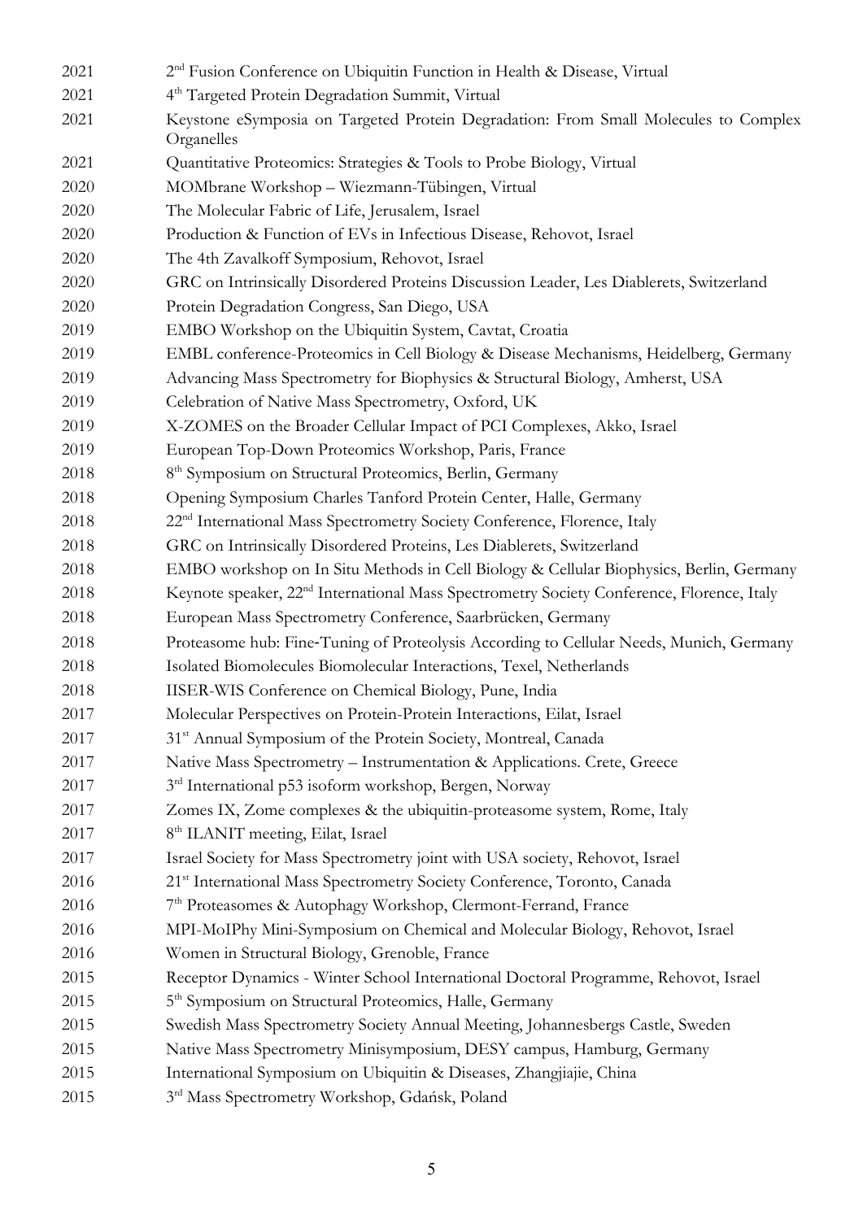2021 2nd Fusion Conference on Ubiquitin Function in Health & Disease, Virtual
2021 4th Targeted Protein Degradation Summit, Virtual
2021 Keystone eSymposia on Targeted Protein Degradation: From Small Molecules to Complex Organelles
2021 Quantitative Proteomics: Strategies & Tools to Probe Biology, Virtual
2020 MOMbrane Workshop – Wiezmann-Tübingen, Virtual
2020 The Molecular Fabric of Life, Jerusalem, Israel
2020 Production & Function of EVs in Infectious Disease, Rehovot, Israel
2020 The 4th Zavalkoff Symposium, Rehovot, Israel
2020 GRC on Intrinsically Disordered Proteins Discussion Leader, Les Diablerets, Switzerland
2020 Protein Degradation Congress, San Diego, USA
2019 EMBO Workshop on the Ubiquitin System, Cavtat, Croatia
2019 EMBL conference-Proteomics in Cell Biology & Disease Mechanisms, Heidelberg, Germany
2019 Advancing Mass Spectrometry for Biophysics & Structural Biology, Amherst, USA
2019 Celebration of Native Mass Spectrometry, Oxford, UK
2019 X-ZOMES on the Broader Cellular Impact of PCI Complexes, Akko, Israel
2019 European Top-Down Proteomics Workshop, Paris, France
2018 8th Symposium on Structural Proteomics, Berlin, Germany
2018 Opening Symposium Charles Tanford Protein Center, Halle, Germany
2018 22nd International Mass Spectrometry Society Conference, Florence, Italy
2018 GRC on Intrinsically Disordered Proteins, Les Diablerets, Switzerland
2018 EMBO workshop on In Situ Methods in Cell Biology & Cellular Biophysics, Berlin, Germany
2018 Keynote speaker, 22nd International Mass Spectrometry Society Conference, Florence, Italy
2018 European Mass Spectrometry Conference, Saarbrücken, Germany
2018 Proteasome hub: Fine-Tuning of Proteolysis According to Cellular Needs, Munich, Germany
2018 Isolated Biomolecules Biomolecular Interactions, Texel, Netherlands
2018 IISER-WIS Conference on Chemical Biology, Pune, India
2017 Molecular Perspectives on Protein-Protein Interactions, Eilat, Israel
2017 31st Annual Symposium of the Protein Society, Montreal, Canada
2017 Native Mass Spectrometry – Instrumentation & Applications. Crete, Greece
2017 3rd International p53 isoform workshop, Bergen, Norway
2017 Zomes IX, Zome complexes & the ubiquitin-proteasome system, Rome, Italy
2017 8th ILANIT meeting, Eilat, Israel
2017 Israel Society for Mass Spectrometry joint with USA society, Rehovot, Israel
2016 21st International Mass Spectrometry Society Conference, Toronto, Canada
2016 7th Proteasomes & Autophagy Workshop, Clermont-Ferrand, France
2016 MPI-MoIPhy Mini-Symposium on Chemical and Molecular Biology, Rehovot, Israel
2016 Women in Structural Biology, Grenoble, France
2015 Receptor Dynamics - Winter School International Doctoral Programme, Rehovot, Israel
2015 5th Symposium on Structural Proteomics, Halle, Germany
2015 Swedish Mass Spectrometry Society Annual Meeting, Johannesbergs Castle, Sweden
2015 Native Mass Spectrometry Minisymposium, DESY campus, Hamburg, Germany
2015 International Symposium on Ubiquitin & Diseases, Zhangjiajie, China
2015 3rd Mass Spectrometry Workshop, Gdańsk, Poland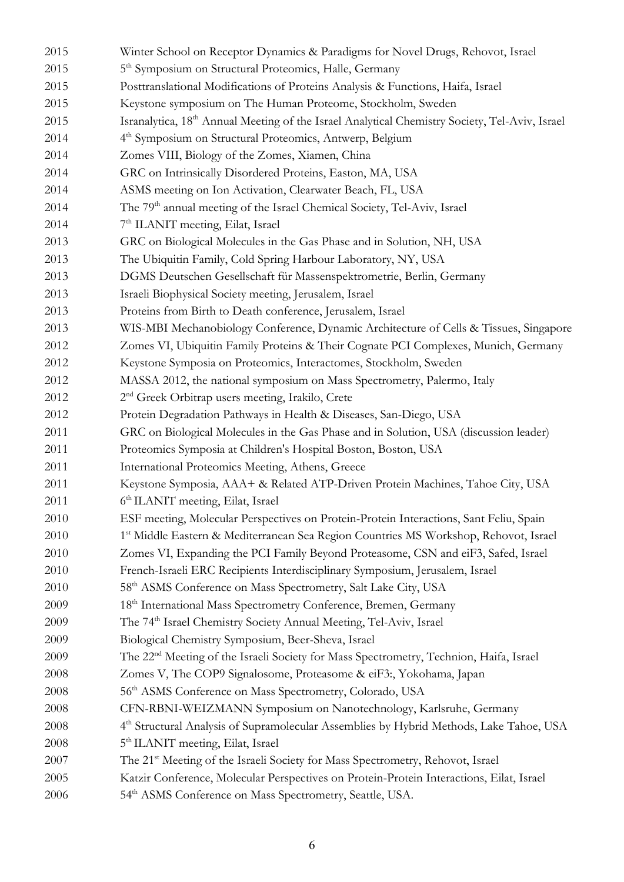| | |
|---|---|
| 2015 | Winter School on Receptor Dynamics & Paradigms for Novel Drugs, Rehovot, Israel |
| 2015 | 5th Symposium on Structural Proteomics, Halle, Germany |
| 2015 | Posttranslational Modifications of Proteins Analysis & Functions, Haifa, Israel |
| 2015 | Keystone symposium on The Human Proteome, Stockholm, Sweden |
| 2015 | Isranalytica, 18th Annual Meeting of the Israel Analytical Chemistry Society, Tel-Aviv, Israel |
| 2014 | 4th Symposium on Structural Proteomics, Antwerp, Belgium |
| 2014 | Zomes VIII, Biology of the Zomes, Xiamen, China |
| 2014 | GRC on Intrinsically Disordered Proteins, Easton, MA, USA |
| 2014 | ASMS meeting on Ion Activation, Clearwater Beach, FL, USA |
| 2014 | The 79th annual meeting of the Israel Chemical Society, Tel-Aviv, Israel |
| 2014 | 7th ILANIT meeting, Eilat, Israel |
| 2013 | GRC on Biological Molecules in the Gas Phase and in Solution, NH, USA |
| 2013 | The Ubiquitin Family, Cold Spring Harbour Laboratory, NY, USA |
| 2013 | DGMS Deutschen Gesellschaft für Massenspektrometrie, Berlin, Germany |
| 2013 | Israeli Biophysical Society meeting, Jerusalem, Israel |
| 2013 | Proteins from Birth to Death conference, Jerusalem, Israel |
| 2013 | WIS-MBI Mechanobiology Conference, Dynamic Architecture of Cells & Tissues, Singapore |
| 2012 | Zomes VI, Ubiquitin Family Proteins & Their Cognate PCI Complexes, Munich, Germany |
| 2012 | Keystone Symposia on Proteomics, Interactomes, Stockholm, Sweden |
| 2012 | MASSA 2012, the national symposium on Mass Spectrometry, Palermo, Italy |
| 2012 | 2nd Greek Orbitrap users meeting, Irakilo, Crete |
| 2012 | Protein Degradation Pathways in Health & Diseases, San-Diego, USA |
| 2011 | GRC on Biological Molecules in the Gas Phase and in Solution, USA (discussion leader) |
| 2011 | Proteomics Symposia at Children's Hospital Boston, Boston, USA |
| 2011 | International Proteomics Meeting, Athens, Greece |
| 2011 | Keystone Symposia, AAA+ & Related ATP-Driven Protein Machines, Tahoe City, USA |
| 2011 | 6th ILANIT meeting, Eilat, Israel |
| 2010 | ESF meeting, Molecular Perspectives on Protein-Protein Interactions, Sant Feliu, Spain |
| 2010 | 1st Middle Eastern & Mediterranean Sea Region Countries MS Workshop, Rehovot, Israel |
| 2010 | Zomes VI, Expanding the PCI Family Beyond Proteasome, CSN and eiF3, Safed, Israel |
| 2010 | French-Israeli ERC Recipients Interdisciplinary Symposium, Jerusalem, Israel |
| 2010 | 58th ASMS Conference on Mass Spectrometry, Salt Lake City, USA |
| 2009 | 18th International Mass Spectrometry Conference, Bremen, Germany |
| 2009 | The 74th Israel Chemistry Society Annual Meeting, Tel-Aviv, Israel |
| 2009 | Biological Chemistry Symposium, Beer-Sheva, Israel |
| 2009 | The 22nd Meeting of the Israeli Society for Mass Spectrometry, Technion, Haifa, Israel |
| 2008 | Zomes V, The COP9 Signalosome, Proteasome & eiF3:, Yokohama, Japan |
| 2008 | 56th ASMS Conference on Mass Spectrometry, Colorado, USA |
| 2008 | CFN-RBNI-WEIZMANN Symposium on Nanotechnology, Karlsruhe, Germany |
| 2008 | 4th Structural Analysis of Supramolecular Assemblies by Hybrid Methods, Lake Tahoe, USA |
| 2008 | 5th ILANIT meeting, Eilat, Israel |
| 2007 | The 21st Meeting of the Israeli Society for Mass Spectrometry, Rehovot, Israel |
| 2005 | Katzir Conference, Molecular Perspectives on Protein-Protein Interactions, Eilat, Israel |
| 2006 | 54th ASMS Conference on Mass Spectrometry, Seattle, USA. |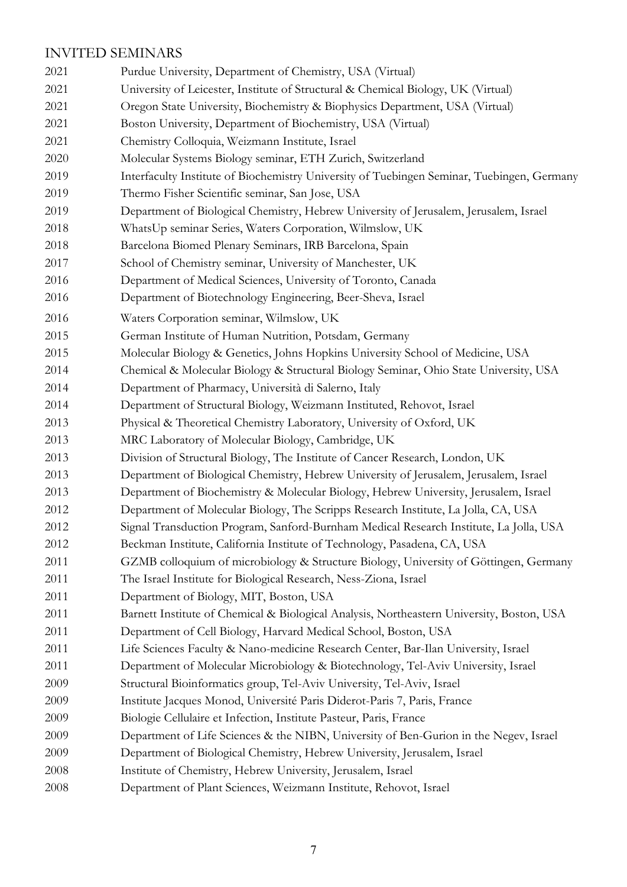## INVITED SEMINARS

2021 Purdue University, Department of Chemistry, USA (Virtual)
2021 University of Leicester, Institute of Structural & Chemical Biology, UK (Virtual)
2021 Oregon State University, Biochemistry & Biophysics Department, USA (Virtual)
2021 Boston University, Department of Biochemistry, USA (Virtual)
2021 Chemistry Colloquia, Weizmann Institute, Israel
2020 Molecular Systems Biology seminar, ETH Zurich, Switzerland
2019 Interfaculty Institute of Biochemistry University of Tuebingen Seminar, Tuebingen, Germany
2019 Thermo Fisher Scientific seminar, San Jose, USA
2019 Department of Biological Chemistry, Hebrew University of Jerusalem, Jerusalem, Israel
2018 WhatsUp seminar Series, Waters Corporation, Wilmslow, UK
2018 Barcelona Biomed Plenary Seminars, IRB Barcelona, Spain
2017 School of Chemistry seminar, University of Manchester, UK
2016 Department of Medical Sciences, University of Toronto, Canada
2016 Department of Biotechnology Engineering, Beer-Sheva, Israel
2016 Waters Corporation seminar, Wilmslow, UK
2015 German Institute of Human Nutrition, Potsdam, Germany
2015 Molecular Biology & Genetics, Johns Hopkins University School of Medicine, USA
2014 Chemical & Molecular Biology & Structural Biology Seminar, Ohio State University, USA
2014 Department of Pharmacy, Università di Salerno, Italy
2014 Department of Structural Biology, Weizmann Instituted, Rehovot, Israel
2013 Physical & Theoretical Chemistry Laboratory, University of Oxford, UK
2013 MRC Laboratory of Molecular Biology, Cambridge, UK
2013 Division of Structural Biology, The Institute of Cancer Research, London, UK
2013 Department of Biological Chemistry, Hebrew University of Jerusalem, Jerusalem, Israel
2013 Department of Biochemistry & Molecular Biology, Hebrew University, Jerusalem, Israel
2012 Department of Molecular Biology, The Scripps Research Institute, La Jolla, CA, USA
2012 Signal Transduction Program, Sanford-Burnham Medical Research Institute, La Jolla, USA
2012 Beckman Institute, California Institute of Technology, Pasadena, CA, USA
2011 GZMB colloquium of microbiology & Structure Biology, University of Göttingen, Germany
2011 The Israel Institute for Biological Research, Ness-Ziona, Israel
2011 Department of Biology, MIT, Boston, USA
2011 Barnett Institute of Chemical & Biological Analysis, Northeastern University, Boston, USA
2011 Department of Cell Biology, Harvard Medical School, Boston, USA
2011 Life Sciences Faculty & Nano-medicine Research Center, Bar-Ilan University, Israel
2011 Department of Molecular Microbiology & Biotechnology, Tel-Aviv University, Israel
2009 Structural Bioinformatics group, Tel-Aviv University, Tel-Aviv, Israel
2009 Institute Jacques Monod, Université Paris Diderot-Paris 7, Paris, France
2009 Biologie Cellulaire et Infection, Institute Pasteur, Paris, France
2009 Department of Life Sciences & the NIBN, University of Ben-Gurion in the Negev, Israel
2009 Department of Biological Chemistry, Hebrew University, Jerusalem, Israel
2008 Institute of Chemistry, Hebrew University, Jerusalem, Israel
2008 Department of Plant Sciences, Weizmann Institute, Rehovot, Israel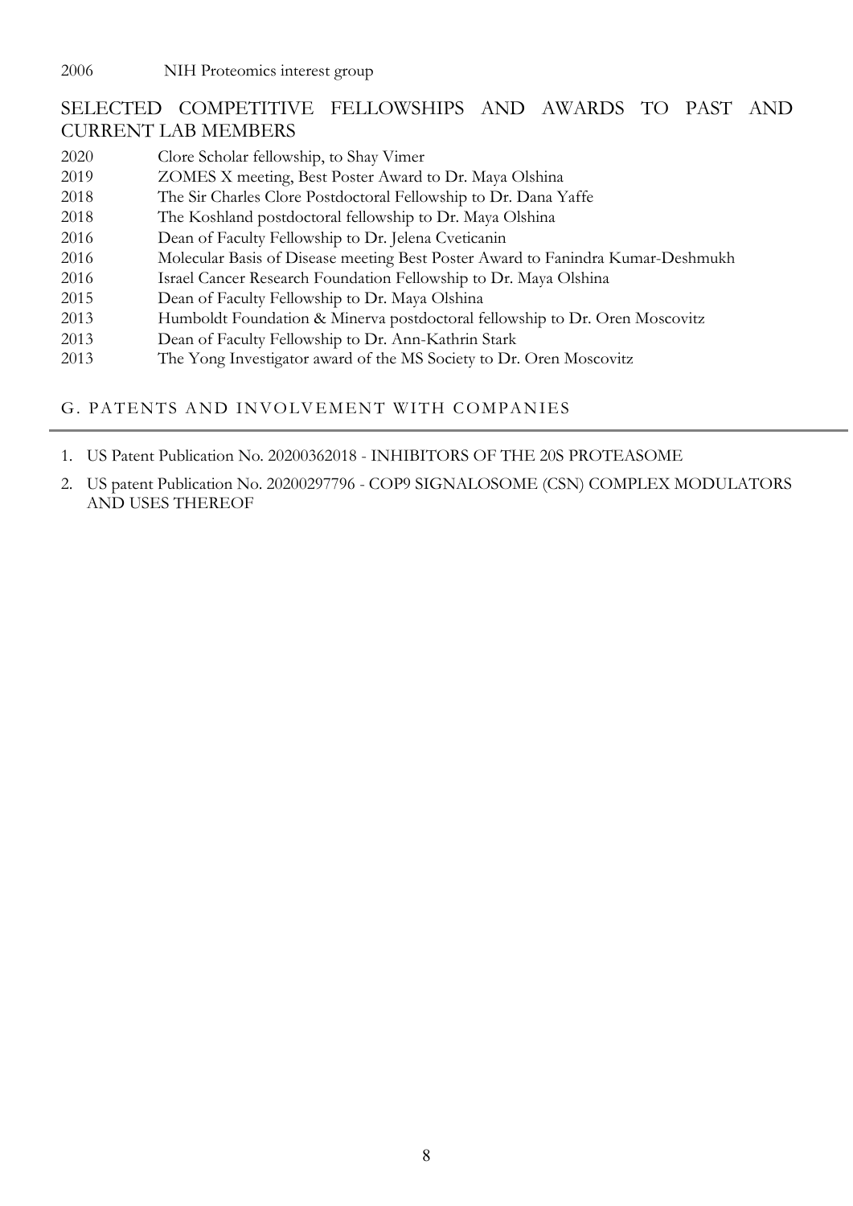2006 NIH Proteomics interest group

## SELECTED COMPETITIVE FELLOWSHIPS AND AWARDS TO PAST AND CURRENT LAB MEMBERS

2020 Clore Scholar fellowship, to Shay Vimer

2019 ZOMES X meeting, Best Poster Award to Dr. Maya Olshina

2018 The Sir Charles Clore Postdoctoral Fellowship to Dr. Dana Yaffe

2018 The Koshland postdoctoral fellowship to Dr. Maya Olshina

2016 Dean of Faculty Fellowship to Dr. Jelena Cveticanin

2016 Molecular Basis of Disease meeting Best Poster Award to Fanindra Kumar-Deshmukh

2016 Israel Cancer Research Foundation Fellowship to Dr. Maya Olshina

2015 Dean of Faculty Fellowship to Dr. Maya Olshina

2013 Humboldt Foundation & Minerva postdoctoral fellowship to Dr. Oren Moscovitz

2013 Dean of Faculty Fellowship to Dr. Ann-Kathrin Stark

2013 The Yong Investigator award of the MS Society to Dr. Oren Moscovitz

## G. PATENTS AND INVOLVEMENT WITH COMPANIES

1. US Patent Publication No. 20200362018 - INHIBITORS OF THE 20S PROTEASOME
2. US patent Publication No. 20200297796 - COP9 SIGNALOSOME (CSN) COMPLEX MODULATORS AND USES THEREOF